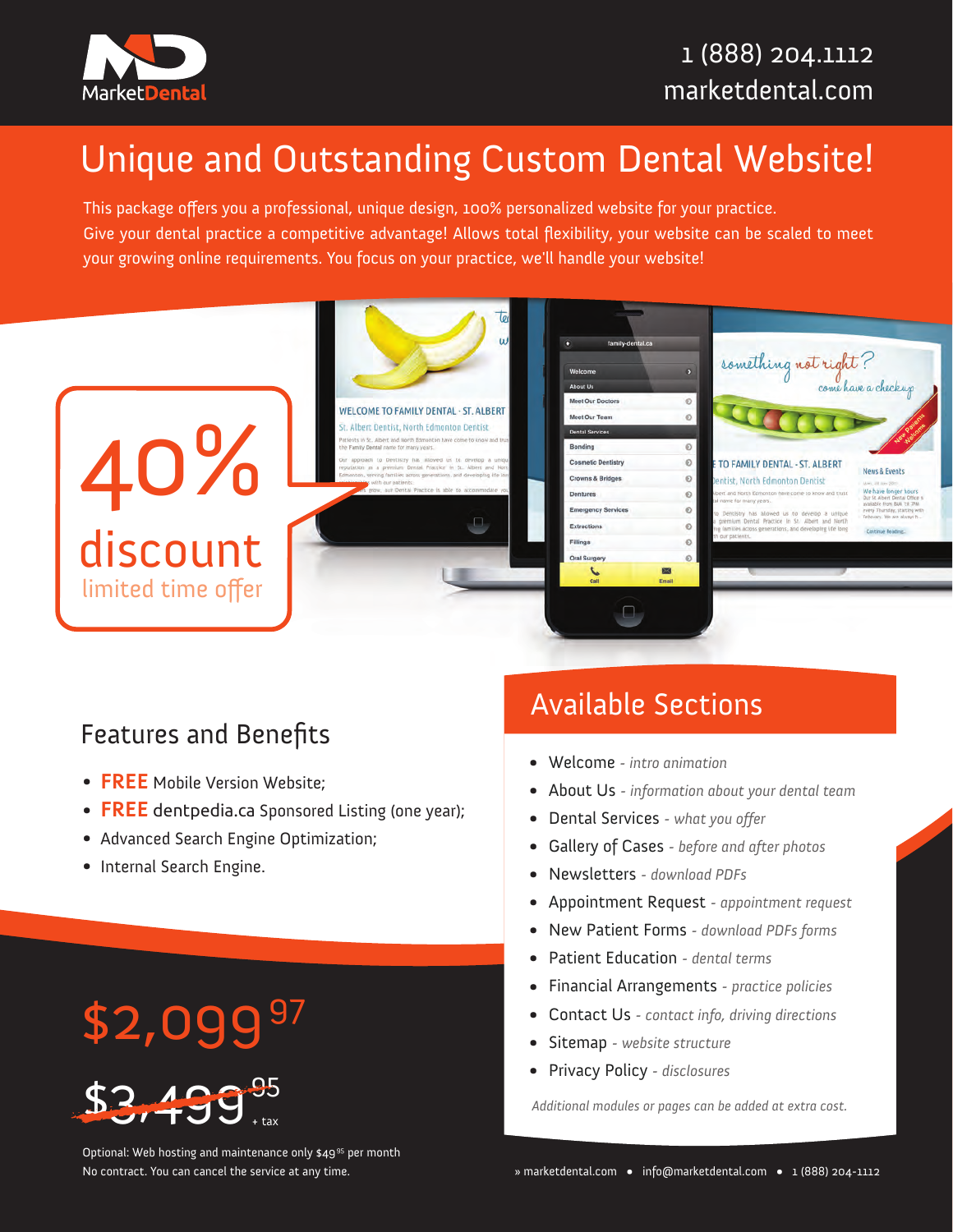MarketDental

1 (888) 204.1112
marketdental.com

# Unique and Outstanding Custom Dental Website!

This package offers you a professional, unique design, 100% personalized website for your practice.
Give your dental practice a competitive advantage! Allows total flexibility, your website can be scaled to meet your growing online requirements. You focus on your practice, we'll handle your website!

**40% discount**
limited time offer

## Features and Benefits

- **FREE** Mobile Version Website;
- **FREE** dentpedia.ca Sponsored Listing (one year);
- Advanced Search Engine Optimization;
- Internal Search Engine.

**$2,099.97**

~~$3,499.95~~ + tax

Optional: Web hosting and maintenance only $49.95 per month
No contract. You can cancel the service at any time.

## Available Sections

- Welcome - *intro animation*
- About Us - *information about your dental team*
- Dental Services - *what you offer*
- Gallery of Cases - *before and after photos*
- Newsletters - *download PDFs*
- Appointment Request - *appointment request*
- New Patient Forms - *download PDFs forms*
- Patient Education - *dental terms*
- Financial Arrangements - *practice policies*
- Contact Us - *contact info, driving directions*
- Sitemap - *website structure*
- Privacy Policy - *disclosures*

*Additional modules or pages can be added at extra cost.*

» marketdental.com • info@marketdental.com • 1 (888) 204-1112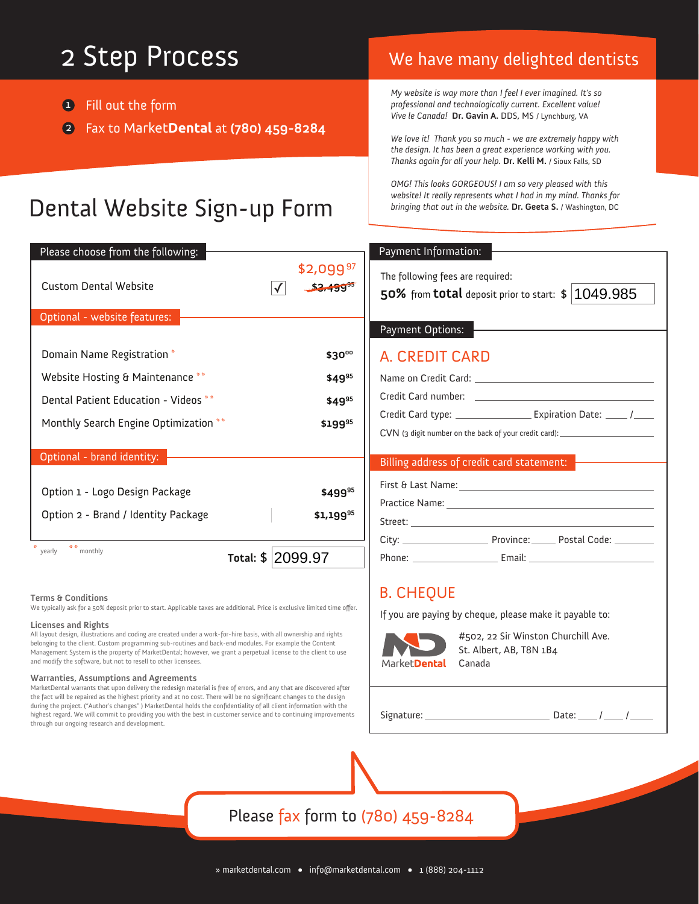# 2 Step Process

1. Fill out the form
2. Fax to MarketDental at **(780) 459-8284**

## We have many delighted dentists

*My website is way more than I feel I ever imagined. It's so professional and technologically current. Excellent value! Vive le Canada!* **Dr. Gavin A.** DDS, MS / Lynchburg, VA

*We love it! Thank you so much - we are extremely happy with the design. It has been a great experience working with you. Thanks again for all your help.* **Dr. Kelli M.** / Sioux Falls, SD

*OMG! This looks GORGEOUS! I am so very pleased with this website! It really represents what I had in my mind. Thanks for bringing that out in the website.* **Dr. Geeta S.** / Washington, DC

# Dental Website Sign-up Form

### Please choose from the following:

| | | |
|---|---|---|
| Custom Dental Website | ☑ | $2,099.97 ~~$3,499.95~~ |

**Optional - website features:**

| | |
|---|---|
| Domain Name Registration * | $30.00 |
| Website Hosting & Maintenance ** | $49.95 |
| Dental Patient Education - Videos ** | $49.95 |
| Monthly Search Engine Optimization ** | $199.95 |

**Optional - brand identity:**

| | |
|---|---|
| Option 1 - Logo Design Package | $499.95 |
| Option 2 - Brand / Identity Package | $1,199.95 |

\* yearly  ** monthly

**Total:** $ 2099.97

### Payment Information:

The following fees are required:

**50%** from **total** deposit prior to start: $ 1049.985

### Payment Options:

## A. CREDIT CARD

Name on Credit Card: ______________________

Credit Card number: ______________________

Credit Card type: ____________ Expiration Date: ____ / ____

CVN (3 digit number on the back of your credit card): ______________

**Billing address of credit card statement:**

First & Last Name: ______________________

Practice Name: ______________________

Street: ______________________

City: ____________ Province: ____ Postal Code: ________

Phone: ____________ Email: ______________

## B. CHEQUE

If you are paying by cheque, please make it payable to:

MarketDental
#502, 22 Sir Winston Churchill Ave.
St. Albert, AB, T8N 1B4
Canada

Signature: ______________________ Date: ___ / ___ / ____

**Terms & Conditions**

We typically ask for a 50% deposit prior to start. Applicable taxes are additional. Price is exclusive limited time offer.

**Licenses and Rights**

All layout design, illustrations and coding are created under a work-for-hire basis, with all ownership and rights belonging to the client. Custom programming sub-routines and back-end modules. For example the Content Management System is the property of MarketDental; however, we grant a perpetual license to the client to use and modify the software, but not to resell to other licensees.

**Warranties, Assumptions and Agreements**

MarketDental warrants that upon delivery the redesign material is free of errors, and any that are discovered after the fact will be repaired as the highest priority and at no cost. There will be no significant changes to the design during the project. ("Author's changes" ) MarketDental holds the confidentiality of all client information with the highest regard. We will commit to providing you with the best in customer service and to continuing improvements through our ongoing research and development.

Please fax form to (780) 459-8284

» marketdental.com • info@marketdental.com • 1 (888) 204-1112